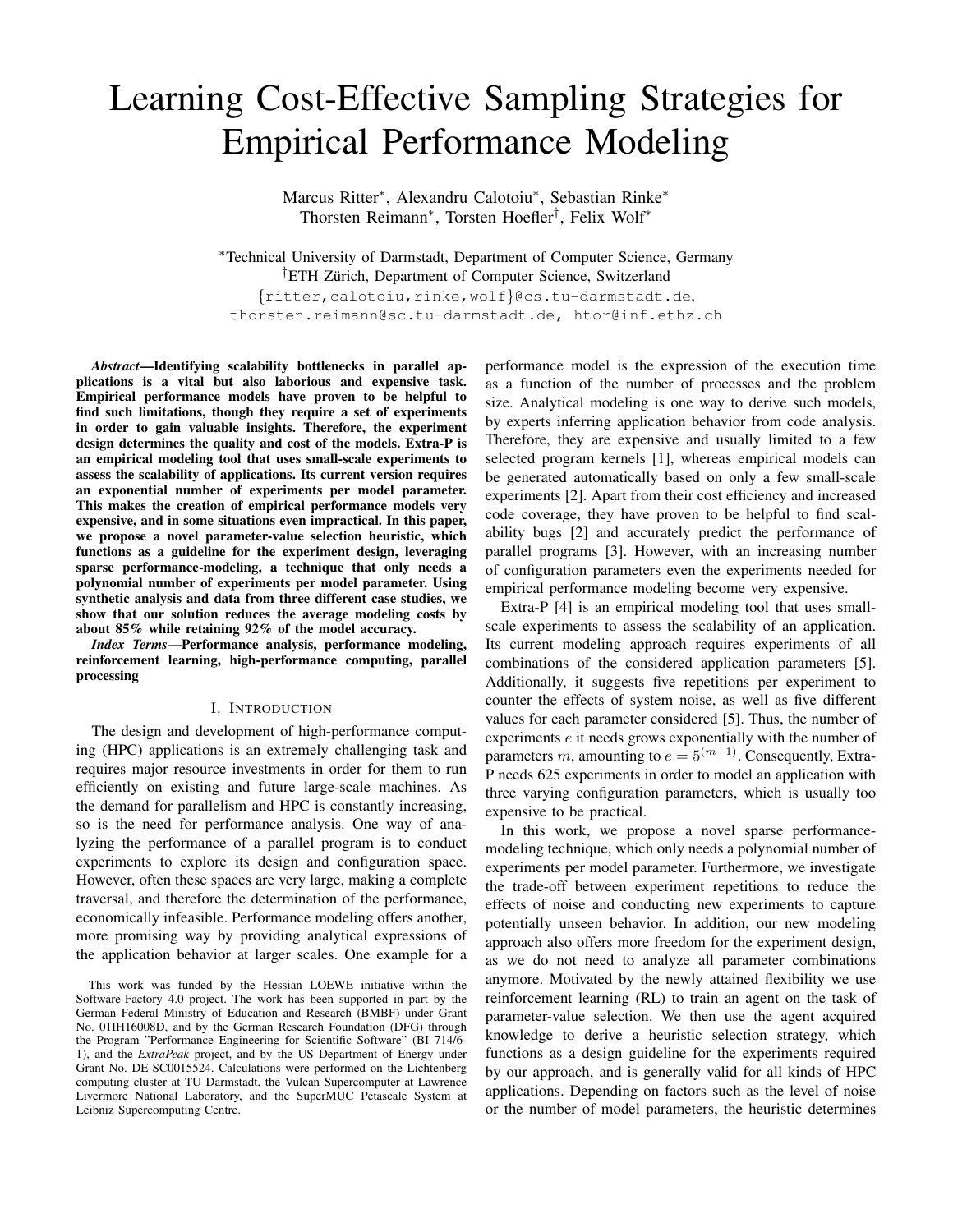# Learning Cost-Effective Sampling Strategies for Empirical Performance Modeling

Marcus Ritter[*], Alexandru Calotoiu[*], Sebastian Rinke[*]
Thorsten Reimann[*], Torsten Hoefler[†], Felix Wolf[*]

[*]Technical University of Darmstadt, Department of Computer Science, Germany
[†]ETH Zürich, Department of Computer Science, Switzerland
{ritter,calotoiu,rinke,wolf}@cs.tu-darmstadt.de,
thorsten.reimann@sc.tu-darmstadt.de, htor@inf.ethz.ch

***Abstract*—Identifying scalability bottlenecks in parallel applications is a vital but also laborious and expensive task. Empirical performance models have proven to be helpful to find such limitations, though they require a set of experiments in order to gain valuable insights. Therefore, the experiment design determines the quality and cost of the models. Extra-P is an empirical modeling tool that uses small-scale experiments to assess the scalability of applications. Its current version requires an exponential number of experiments per model parameter. This makes the creation of empirical performance models very expensive, and in some situations even impractical. In this paper, we propose a novel parameter-value selection heuristic, which functions as a guideline for the experiment design, leveraging sparse performance-modeling, a technique that only needs a polynomial number of experiments per model parameter. Using synthetic analysis and data from three different case studies, we show that our solution reduces the average modeling costs by about 85% while retaining 92% of the model accuracy.**

***Index Terms*—Performance analysis, performance modeling, reinforcement learning, high-performance computing, parallel processing**

## I. Introduction

The design and development of high-performance computing (HPC) applications is an extremely challenging task and requires major resource investments in order for them to run efficiently on existing and future large-scale machines. As the demand for parallelism and HPC is constantly increasing, so is the need for performance analysis. One way of analyzing the performance of a parallel program is to conduct experiments to explore its design and configuration space. However, often these spaces are very large, making a complete traversal, and therefore the determination of the performance, economically infeasible. Performance modeling offers another, more promising way by providing analytical expressions of the application behavior at larger scales. One example for a performance model is the expression of the execution time as a function of the number of processes and the problem size. Analytical modeling is one way to derive such models, by experts inferring application behavior from code analysis. Therefore, they are expensive and usually limited to a few selected program kernels [1], whereas empirical models can be generated automatically based on only a few small-scale experiments [2]. Apart from their cost efficiency and increased code coverage, they have proven to be helpful to find scalability bugs [2] and accurately predict the performance of parallel programs [3]. However, with an increasing number of configuration parameters even the experiments needed for empirical performance modeling become very expensive.

Extra-P [4] is an empirical modeling tool that uses small-scale experiments to assess the scalability of an application. Its current modeling approach requires experiments of all combinations of the considered application parameters [5]. Additionally, it suggests five repetitions per experiment to counter the effects of system noise, as well as five different values for each parameter considered [5]. Thus, the number of experiments $e$ it needs grows exponentially with the number of parameters $m$, amounting to $e = 5^{(m+1)}$. Consequently, Extra-P needs 625 experiments in order to model an application with three varying configuration parameters, which is usually too expensive to be practical.

In this work, we propose a novel sparse performance-modeling technique, which only needs a polynomial number of experiments per model parameter. Furthermore, we investigate the trade-off between experiment repetitions to reduce the effects of noise and conducting new experiments to capture potentially unseen behavior. In addition, our new modeling approach also offers more freedom for the experiment design, as we do not need to analyze all parameter combinations anymore. Motivated by the newly attained flexibility we use reinforcement learning (RL) to train an agent on the task of parameter-value selection. We then use the agent acquired knowledge to derive a heuristic selection strategy, which functions as a design guideline for the experiments required by our approach, and is generally valid for all kinds of HPC applications. Depending on factors such as the level of noise or the number of model parameters, the heuristic determines

This work was funded by the Hessian LOEWE initiative within the Software-Factory 4.0 project. The work has been supported in part by the German Federal Ministry of Education and Research (BMBF) under Grant No. 01IH16008D, and by the German Research Foundation (DFG) through the Program "Performance Engineering for Scientific Software" (BI 714/6-1), and the *ExtraPeak* project, and by the US Department of Energy under Grant No. DE-SC0015524. Calculations were performed on the Lichtenberg computing cluster at TU Darmstadt, the Vulcan Supercomputer at Lawrence Livermore National Laboratory, and the SuperMUC Petascale System at Leibniz Supercomputing Centre.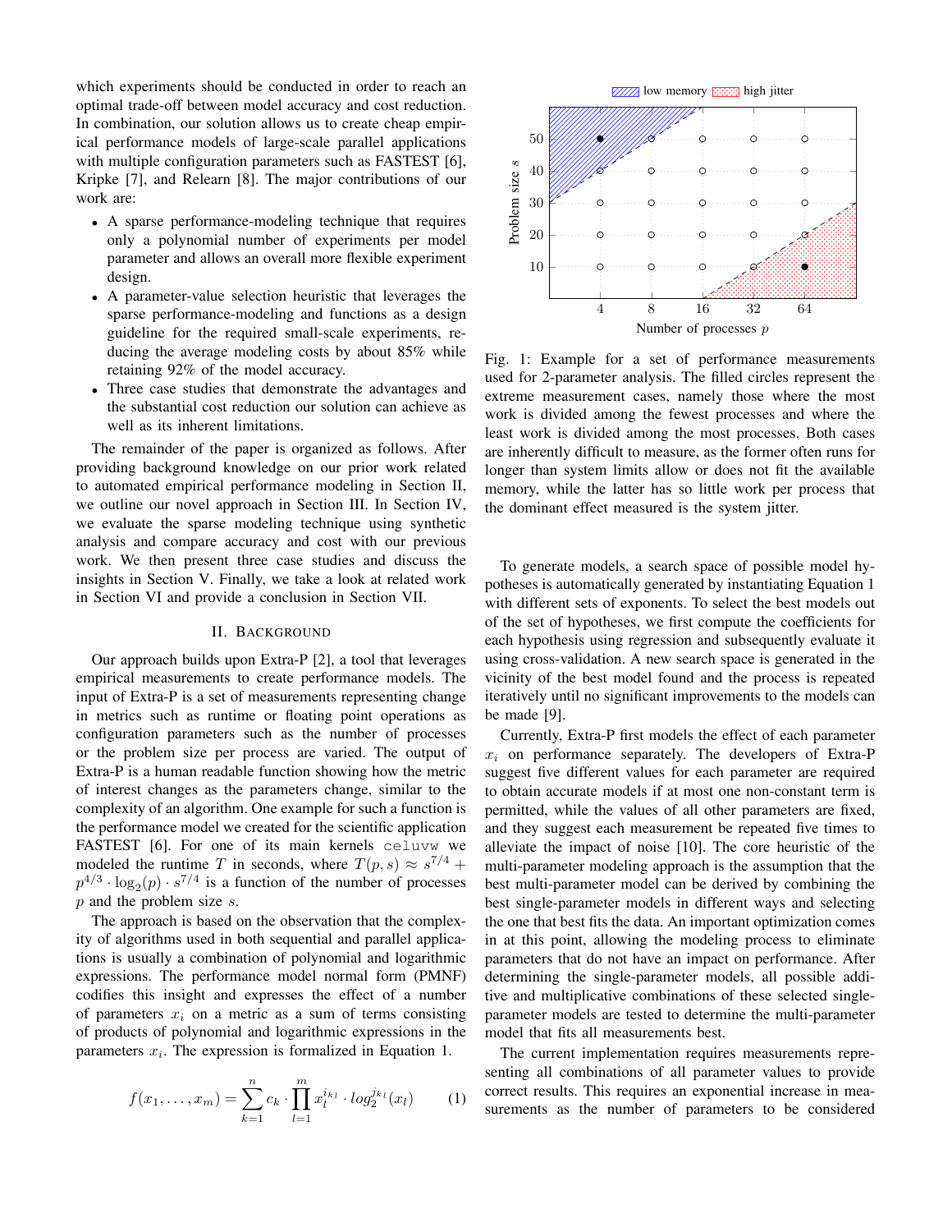which experiments should be conducted in order to reach an optimal trade-off between model accuracy and cost reduction. In combination, our solution allows us to create cheap empirical performance models of large-scale parallel applications with multiple configuration parameters such as FASTEST [6], Kripke [7], and Relearn [8]. The major contributions of our work are:

- A sparse performance-modeling technique that requires only a polynomial number of experiments per model parameter and allows an overall more flexible experiment design.
- A parameter-value selection heuristic that leverages the sparse performance-modeling and functions as a design guideline for the required small-scale experiments, reducing the average modeling costs by about 85% while retaining 92% of the model accuracy.
- Three case studies that demonstrate the advantages and the substantial cost reduction our solution can achieve as well as its inherent limitations.

The remainder of the paper is organized as follows. After providing background knowledge on our prior work related to automated empirical performance modeling in Section II, we outline our novel approach in Section III. In Section IV, we evaluate the sparse modeling technique using synthetic analysis and compare accuracy and cost with our previous work. We then present three case studies and discuss the insights in Section V. Finally, we take a look at related work in Section VI and provide a conclusion in Section VII.

## II. Background

Our approach builds upon Extra-P [2], a tool that leverages empirical measurements to create performance models. The input of Extra-P is a set of measurements representing change in metrics such as runtime or floating point operations as configuration parameters such as the number of processes or the problem size per process are varied. The output of Extra-P is a human readable function showing how the metric of interest changes as the parameters change, similar to the complexity of an algorithm. One example for such a function is the performance model we created for the scientific application FASTEST [6]. For one of its main kernels `celuvw` we modeled the runtime $T$ in seconds, where $T(p, s) \approx s^{7/4} + p^{4/3} \cdot \log_2(p) \cdot s^{7/4}$ is a function of the number of processes $p$ and the problem size $s$.

The approach is based on the observation that the complexity of algorithms used in both sequential and parallel applications is usually a combination of polynomial and logarithmic expressions. The performance model normal form (PMNF) codifies this insight and expresses the effect of a number of parameters $x_i$ on a metric as a sum of terms consisting of products of polynomial and logarithmic expressions in the parameters $x_i$. The expression is formalized in Equation 1.

$$f(x_1, \ldots, x_m) = \sum_{k=1}^{n} c_k \cdot \prod_{l=1}^{m} x_l^{i_{kl}} \cdot log_2^{j_{kl}}(x_l) \qquad (1)$$

Fig. 1: Example for a set of performance measurements used for 2-parameter analysis. The filled circles represent the extreme measurement cases, namely those where the most work is divided among the fewest processes and where the least work is divided among the most processes. Both cases are inherently difficult to measure, as the former often runs for longer than system limits allow or does not fit the available memory, while the latter has so little work per process that the dominant effect measured is the system jitter.

To generate models, a search space of possible model hypotheses is automatically generated by instantiating Equation 1 with different sets of exponents. To select the best models out of the set of hypotheses, we first compute the coefficients for each hypothesis using regression and subsequently evaluate it using cross-validation. A new search space is generated in the vicinity of the best model found and the process is repeated iteratively until no significant improvements to the models can be made [9].

Currently, Extra-P first models the effect of each parameter $x_i$ on performance separately. The developers of Extra-P suggest five different values for each parameter are required to obtain accurate models if at most one non-constant term is permitted, while the values of all other parameters are fixed, and they suggest each measurement be repeated five times to alleviate the impact of noise [10]. The core heuristic of the multi-parameter modeling approach is the assumption that the best multi-parameter model can be derived by combining the best single-parameter models in different ways and selecting the one that best fits the data. An important optimization comes in at this point, allowing the modeling process to eliminate parameters that do not have an impact on performance. After determining the single-parameter models, all possible additive and multiplicative combinations of these selected single-parameter models are tested to determine the multi-parameter model that fits all measurements best.

The current implementation requires measurements representing all combinations of all parameter values to provide correct results. This requires an exponential increase in measurements as the number of parameters to be considered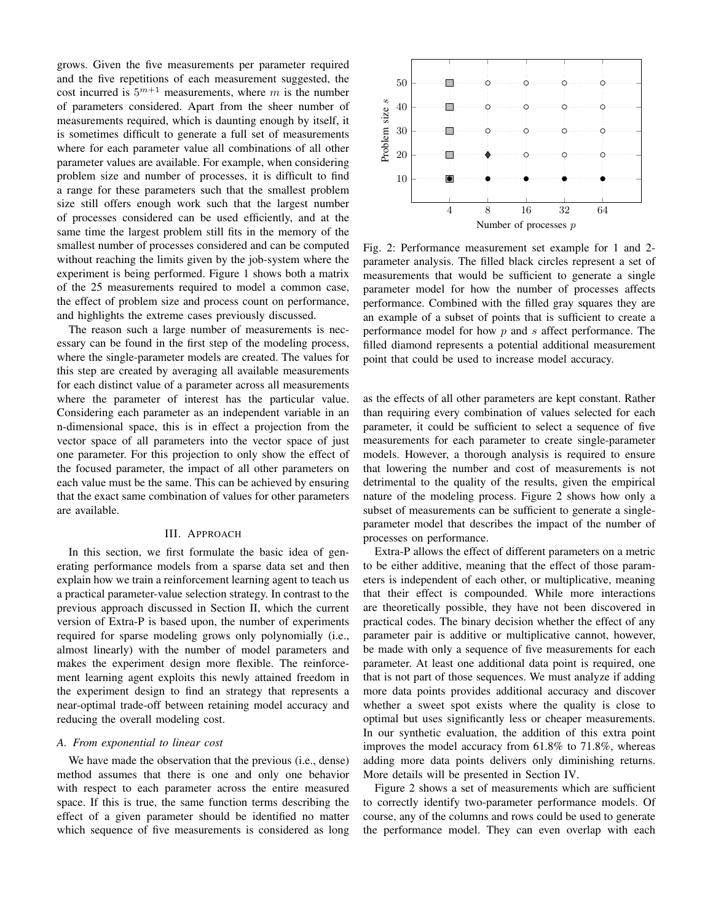grows. Given the five measurements per parameter required and the five repetitions of each measurement suggested, the cost incurred is $5^{m+1}$ measurements, where $m$ is the number of parameters considered. Apart from the sheer number of measurements required, which is daunting enough by itself, it is sometimes difficult to generate a full set of measurements where for each parameter value all combinations of all other parameter values are available. For example, when considering problem size and number of processes, it is difficult to find a range for these parameters such that the smallest problem size still offers enough work such that the largest number of processes considered can be used efficiently, and at the same time the largest problem still fits in the memory of the smallest number of processes considered and can be computed without reaching the limits given by the job-system where the experiment is being performed. Figure 1 shows both a matrix of the 25 measurements required to model a common case, the effect of problem size and process count on performance, and highlights the extreme cases previously discussed.

The reason such a large number of measurements is necessary can be found in the first step of the modeling process, where the single-parameter models are created. The values for this step are created by averaging all available measurements for each distinct value of a parameter across all measurements where the parameter of interest has the particular value. Considering each parameter as an independent variable in an n-dimensional space, this is in effect a projection from the vector space of all parameters into the vector space of just one parameter. For this projection to only show the effect of the focused parameter, the impact of all other parameters on each value must be the same. This can be achieved by ensuring that the exact same combination of values for other parameters are available.

## III. Approach

In this section, we first formulate the basic idea of generating performance models from a sparse data set and then explain how we train a reinforcement learning agent to teach us a practical parameter-value selection strategy. In contrast to the previous approach discussed in Section II, which the current version of Extra-P is based upon, the number of experiments required for sparse modeling grows only polynomially (i.e., almost linearly) with the number of model parameters and makes the experiment design more flexible. The reinforcement learning agent exploits this newly attained freedom in the experiment design to find an strategy that represents a near-optimal trade-off between retaining model accuracy and reducing the overall modeling cost.

### A. From exponential to linear cost

We have made the observation that the previous (i.e., dense) method assumes that there is one and only one behavior with respect to each parameter across the entire measured space. If this is true, the same function terms describing the effect of a given parameter should be identified no matter which sequence of five measurements is considered as long as the effects of all other parameters are kept constant. Rather than requiring every combination of values selected for each parameter, it could be sufficient to select a sequence of five measurements for each parameter to create single-parameter models. However, a thorough analysis is required to ensure that lowering the number and cost of measurements is not detrimental to the quality of the results, given the empirical nature of the modeling process. Figure 2 shows how only a subset of measurements can be sufficient to generate a single-parameter model that describes the impact of the number of processes on performance.

Fig. 2: Performance measurement set example for 1 and 2-parameter analysis. The filled black circles represent a set of measurements that would be sufficient to generate a single parameter model for how the number of processes affects performance. Combined with the filled gray squares they are an example of a subset of points that is sufficient to create a performance model for how $p$ and $s$ affect performance. The filled diamond represents a potential additional measurement point that could be used to increase model accuracy.

Extra-P allows the effect of different parameters on a metric to be either additive, meaning that the effect of those parameters is independent of each other, or multiplicative, meaning that their effect is compounded. While more interactions are theoretically possible, they have not been discovered in practical codes. The binary decision whether the effect of any parameter pair is additive or multiplicative cannot, however, be made with only a sequence of five measurements for each parameter. At least one additional data point is required, one that is not part of those sequences. We must analyze if adding more data points provides additional accuracy and discover whether a sweet spot exists where the quality is close to optimal but uses significantly less or cheaper measurements. In our synthetic evaluation, the addition of this extra point improves the model accuracy from 61.8% to 71.8%, whereas adding more data points delivers only diminishing returns. More details will be presented in Section IV.

Figure 2 shows a set of measurements which are sufficient to correctly identify two-parameter performance models. Of course, any of the columns and rows could be used to generate the performance model. They can even overlap with each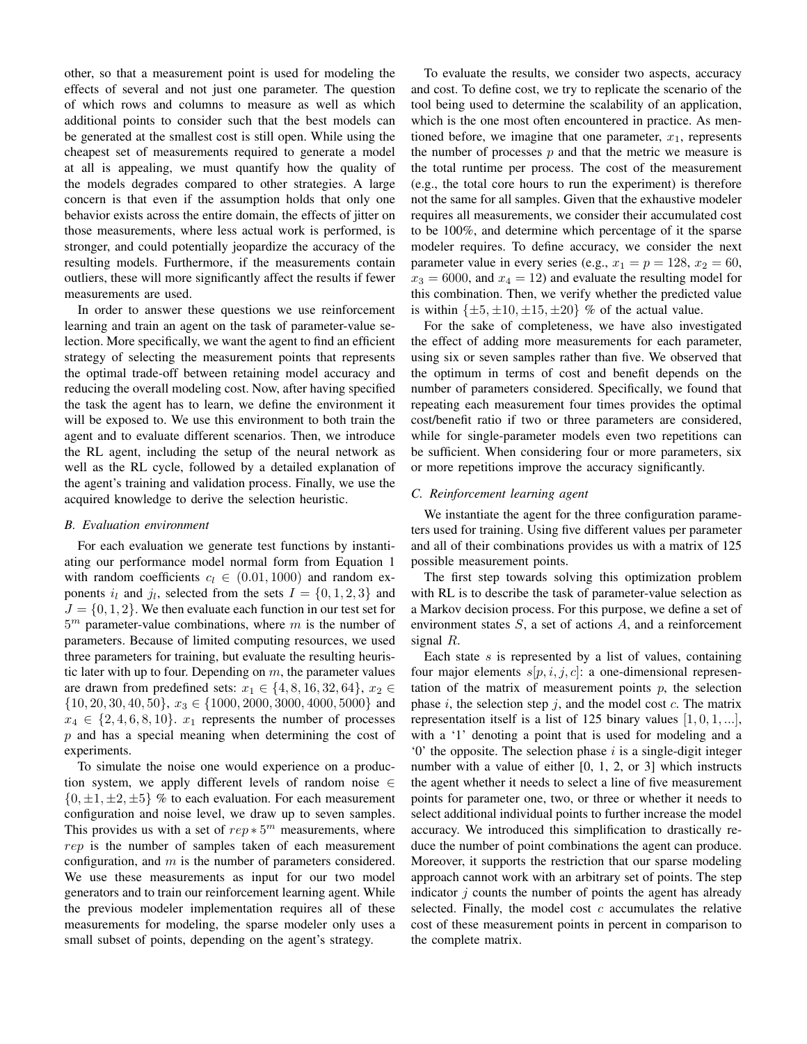other, so that a measurement point is used for modeling the effects of several and not just one parameter. The question of which rows and columns to measure as well as which additional points to consider such that the best models can be generated at the smallest cost is still open. While using the cheapest set of measurements required to generate a model at all is appealing, we must quantify how the quality of the models degrades compared to other strategies. A large concern is that even if the assumption holds that only one behavior exists across the entire domain, the effects of jitter on those measurements, where less actual work is performed, is stronger, and could potentially jeopardize the accuracy of the resulting models. Furthermore, if the measurements contain outliers, these will more significantly affect the results if fewer measurements are used.

In order to answer these questions we use reinforcement learning and train an agent on the task of parameter-value selection. More specifically, we want the agent to find an efficient strategy of selecting the measurement points that represents the optimal trade-off between retaining model accuracy and reducing the overall modeling cost. Now, after having specified the task the agent has to learn, we define the environment it will be exposed to. We use this environment to both train the agent and to evaluate different scenarios. Then, we introduce the RL agent, including the setup of the neural network as well as the RL cycle, followed by a detailed explanation of the agent's training and validation process. Finally, we use the acquired knowledge to derive the selection heuristic.

### B. Evaluation environment

For each evaluation we generate test functions by instantiating our performance model normal form from Equation 1 with random coefficients $c_l \in (0.01, 1000)$ and random exponents $i_l$ and $j_l$, selected from the sets $I = \{0, 1, 2, 3\}$ and $J = \{0, 1, 2\}$. We then evaluate each function in our test set for $5^m$ parameter-value combinations, where $m$ is the number of parameters. Because of limited computing resources, we used three parameters for training, but evaluate the resulting heuristic later with up to four. Depending on $m$, the parameter values are drawn from predefined sets: $x_1 \in \{4, 8, 16, 32, 64\}$, $x_2 \in \{10, 20, 30, 40, 50\}$, $x_3 \in \{1000, 2000, 3000, 4000, 5000\}$ and $x_4 \in \{2, 4, 6, 8, 10\}$. $x_1$ represents the number of processes $p$ and has a special meaning when determining the cost of experiments.

To simulate the noise one would experience on a production system, we apply different levels of random noise $\in \{0, \pm1, \pm2, \pm5\}$ % to each evaluation. For each measurement configuration and noise level, we draw up to seven samples. This provides us with a set of $rep * 5^m$ measurements, where $rep$ is the number of samples taken of each measurement configuration, and $m$ is the number of parameters considered. We use these measurements as input for our two model generators and to train our reinforcement learning agent. While the previous modeler implementation requires all of these measurements for modeling, the sparse modeler only uses a small subset of points, depending on the agent's strategy.

To evaluate the results, we consider two aspects, accuracy and cost. To define cost, we try to replicate the scenario of the tool being used to determine the scalability of an application, which is the one most often encountered in practice. As mentioned before, we imagine that one parameter, $x_1$, represents the number of processes $p$ and that the metric we measure is the total runtime per process. The cost of the measurement (e.g., the total core hours to run the experiment) is therefore not the same for all samples. Given that the exhaustive modeler requires all measurements, we consider their accumulated cost to be 100%, and determine which percentage of it the sparse modeler requires. To define accuracy, we consider the next parameter value in every series (e.g., $x_1 = p = 128$, $x_2 = 60$, $x_3 = 6000$, and $x_4 = 12$) and evaluate the resulting model for this combination. Then, we verify whether the predicted value is within $\{\pm5, \pm10, \pm15, \pm20\}$ % of the actual value.

For the sake of completeness, we have also investigated the effect of adding more measurements for each parameter, using six or seven samples rather than five. We observed that the optimum in terms of cost and benefit depends on the number of parameters considered. Specifically, we found that repeating each measurement four times provides the optimal cost/benefit ratio if two or three parameters are considered, while for single-parameter models even two repetitions can be sufficient. When considering four or more parameters, six or more repetitions improve the accuracy significantly.

### C. Reinforcement learning agent

We instantiate the agent for the three configuration parameters used for training. Using five different values per parameter and all of their combinations provides us with a matrix of 125 possible measurement points.

The first step towards solving this optimization problem with RL is to describe the task of parameter-value selection as a Markov decision process. For this purpose, we define a set of environment states $S$, a set of actions $A$, and a reinforcement signal $R$.

Each state $s$ is represented by a list of values, containing four major elements $s[p, i, j, c]$: a one-dimensional representation of the matrix of measurement points $p$, the selection phase $i$, the selection step $j$, and the model cost $c$. The matrix representation itself is a list of 125 binary values [1, 0, 1, ...], with a '1' denoting a point that is used for modeling and a '0' the opposite. The selection phase $i$ is a single-digit integer number with a value of either [0, 1, 2, or 3] which instructs the agent whether it needs to select a line of five measurement points for parameter one, two, or three or whether it needs to select additional individual points to further increase the model accuracy. We introduced this simplification to drastically reduce the number of point combinations the agent can produce. Moreover, it supports the restriction that our sparse modeling approach cannot work with an arbitrary set of points. The step indicator $j$ counts the number of points the agent has already selected. Finally, the model cost $c$ accumulates the relative cost of these measurement points in percent in comparison to the complete matrix.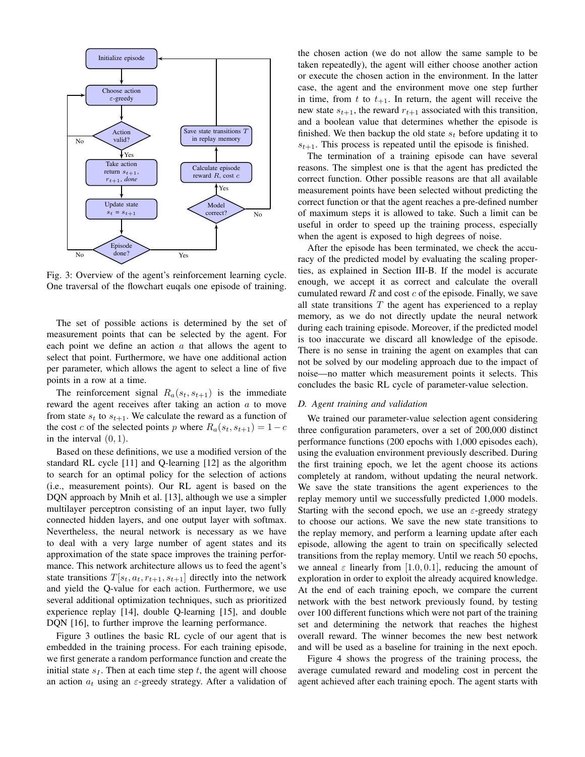Fig. 3: Overview of the agent's reinforcement learning cycle. One traversal of the flowchart euqals one episode of training.

The set of possible actions is determined by the set of measurement points that can be selected by the agent. For each point we define an action $a$ that allows the agent to select that point. Furthermore, we have one additional action per parameter, which allows the agent to select a line of five points in a row at a time.

The reinforcement signal $R_a(s_t, s_{t+1})$ is the immediate reward the agent receives after taking an action $a$ to move from state $s_t$ to $s_{t+1}$. We calculate the reward as a function of the cost $c$ of the selected points $p$ where $R_a(s_t, s_{t+1}) = 1 - c$ in the interval $(0, 1)$.

Based on these definitions, we use a modified version of the standard RL cycle [11] and Q-learning [12] as the algorithm to search for an optimal policy for the selection of actions (i.e., measurement points). Our RL agent is based on the DQN approach by Mnih et al. [13], although we use a simpler multilayer perceptron consisting of an input layer, two fully connected hidden layers, and one output layer with softmax. Nevertheless, the neural network is necessary as we have to deal with a very large number of agent states and its approximation of the state space improves the training performance. This network architecture allows us to feed the agent's state transitions $T[s_t, a_t, r_{t+1}, s_{t+1}]$ directly into the network and yield the Q-value for each action. Furthermore, we use several additional optimization techniques, such as prioritized experience replay [14], double Q-learning [15], and double DQN [16], to further improve the learning performance.

Figure 3 outlines the basic RL cycle of our agent that is embedded in the training process. For each training episode, we first generate a random performance function and create the initial state $s_I$. Then at each time step $t$, the agent will choose an action $a_t$ using an $\varepsilon$-greedy strategy. After a validation of the chosen action (we do not allow the same sample to be taken repeatedly), the agent will either choose another action or execute the chosen action in the environment. In the latter case, the agent and the environment move one step further in time, from $t$ to $t_{+1}$. In return, the agent will receive the new state $s_{t+1}$, the reward $r_{t+1}$ associated with this transition, and a boolean value that determines whether the episode is finished. We then backup the old state $s_t$ before updating it to $s_{t+1}$. This process is repeated until the episode is finished.

The termination of a training episode can have several reasons. The simplest one is that the agent has predicted the correct function. Other possible reasons are that all available measurement points have been selected without predicting the correct function or that the agent reaches a pre-defined number of maximum steps it is allowed to take. Such a limit can be useful in order to speed up the training process, especially when the agent is exposed to high degrees of noise.

After the episode has been terminated, we check the accuracy of the predicted model by evaluating the scaling properties, as explained in Section III-B. If the model is accurate enough, we accept it as correct and calculate the overall cumulated reward $R$ and cost $c$ of the episode. Finally, we save all state transitions $T$ the agent has experienced to a replay memory, as we do not directly update the neural network during each training episode. Moreover, if the predicted model is too inaccurate we discard all knowledge of the episode. There is no sense in training the agent on examples that can not be solved by our modeling approach due to the impact of noise—no matter which measurement points it selects. This concludes the basic RL cycle of parameter-value selection.

### D. Agent training and validation

We trained our parameter-value selection agent considering three configuration parameters, over a set of 200,000 distinct performance functions (200 epochs with 1,000 episodes each), using the evaluation environment previously described. During the first training epoch, we let the agent choose its actions completely at random, without updating the neural network. We save the state transitions the agent experiences to the replay memory until we successfully predicted 1,000 models. Starting with the second epoch, we use an $\varepsilon$-greedy strategy to choose our actions. We save the new state transitions to the replay memory, and perform a learning update after each episode, allowing the agent to train on specifically selected transitions from the replay memory. Until we reach 50 epochs, we anneal $\varepsilon$ linearly from $[1.0, 0.1]$, reducing the amount of exploration in order to exploit the already acquired knowledge. At the end of each training epoch, we compare the current network with the best network previously found, by testing over 100 different functions which were not part of the training set and determining the network that reaches the highest overall reward. The winner becomes the new best network and will be used as a baseline for training in the next epoch.

Figure 4 shows the progress of the training process, the average cumulated reward and modeling cost in percent the agent achieved after each training epoch. The agent starts with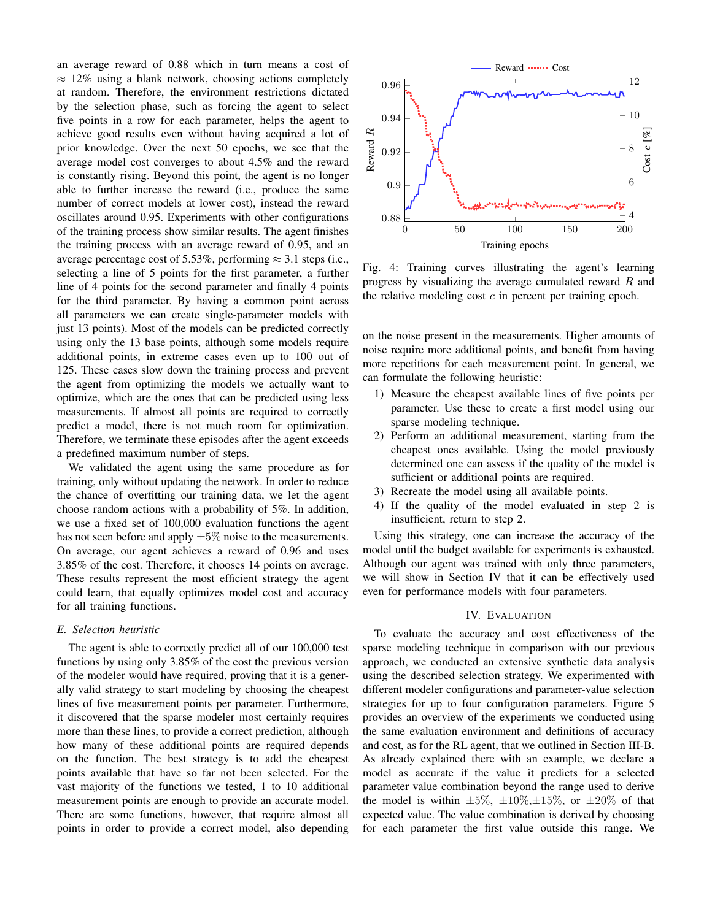an average reward of 0.88 which in turn means a cost of $\approx$ 12% using a blank network, choosing actions completely at random. Therefore, the environment restrictions dictated by the selection phase, such as forcing the agent to select five points in a row for each parameter, helps the agent to achieve good results even without having acquired a lot of prior knowledge. Over the next 50 epochs, we see that the average model cost converges to about 4.5% and the reward is constantly rising. Beyond this point, the agent is no longer able to further increase the reward (i.e., produce the same number of correct models at lower cost), instead the reward oscillates around 0.95. Experiments with other configurations of the training process show similar results. The agent finishes the training process with an average reward of 0.95, and an average percentage cost of 5.53%, performing $\approx$ 3.1 steps (i.e., selecting a line of 5 points for the first parameter, a further line of 4 points for the second parameter and finally 4 points for the third parameter. By having a common point across all parameters we can create single-parameter models with just 13 points). Most of the models can be predicted correctly using only the 13 base points, although some models require additional points, in extreme cases even up to 100 out of 125. These cases slow down the training process and prevent the agent from optimizing the models we actually want to optimize, which are the ones that can be predicted using less measurements. If almost all points are required to correctly predict a model, there is not much room for optimization. Therefore, we terminate these episodes after the agent exceeds a predefined maximum number of steps.

We validated the agent using the same procedure as for training, only without updating the network. In order to reduce the chance of overfitting our training data, we let the agent choose random actions with a probability of 5%. In addition, we use a fixed set of 100,000 evaluation functions the agent has not seen before and apply $\pm 5\%$ noise to the measurements. On average, our agent achieves a reward of 0.96 and uses 3.85% of the cost. Therefore, it chooses 14 points on average. These results represent the most efficient strategy the agent could learn, that equally optimizes model cost and accuracy for all training functions.

Fig. 4: Training curves illustrating the agent's learning progress by visualizing the average cumulated reward $R$ and the relative modeling cost $c$ in percent per training epoch.

### *E. Selection heuristic*

The agent is able to correctly predict all of our 100,000 test functions by using only 3.85% of the cost the previous version of the modeler would have required, proving that it is a generally valid strategy to start modeling by choosing the cheapest lines of five measurement points per parameter. Furthermore, it discovered that the sparse modeler most certainly requires more than these lines, to provide a correct prediction, although how many of these additional points are required depends on the function. The best strategy is to add the cheapest points available that have so far not been selected. For the vast majority of the functions we tested, 1 to 10 additional measurement points are enough to provide an accurate model. There are some functions, however, that require almost all points in order to provide a correct model, also depending on the noise present in the measurements. Higher amounts of noise require more additional points, and benefit from having more repetitions for each measurement point. In general, we can formulate the following heuristic:

1) Measure the cheapest available lines of five points per parameter. Use these to create a first model using our sparse modeling technique.
2) Perform an additional measurement, starting from the cheapest ones available. Using the model previously determined one can assess if the quality of the model is sufficient or additional points are required.
3) Recreate the model using all available points.
4) If the quality of the model evaluated in step 2 is insufficient, return to step 2.

Using this strategy, one can increase the accuracy of the model until the budget available for experiments is exhausted. Although our agent was trained with only three parameters, we will show in Section IV that it can be effectively used even for performance models with four parameters.

## IV. Evaluation

To evaluate the accuracy and cost effectiveness of the sparse modeling technique in comparison with our previous approach, we conducted an extensive synthetic data analysis using the described selection strategy. We experimented with different modeler configurations and parameter-value selection strategies for up to four configuration parameters. Figure 5 provides an overview of the experiments we conducted using the same evaluation environment and definitions of accuracy and cost, as for the RL agent, that we outlined in Section III-B. As already explained there with an example, we declare a model as accurate if the value it predicts for a selected parameter value combination beyond the range used to derive the model is within $\pm 5\%$, $\pm 10\%$,$\pm 15\%$, or $\pm 20\%$ of that expected value. The value combination is derived by choosing for each parameter the first value outside this range. We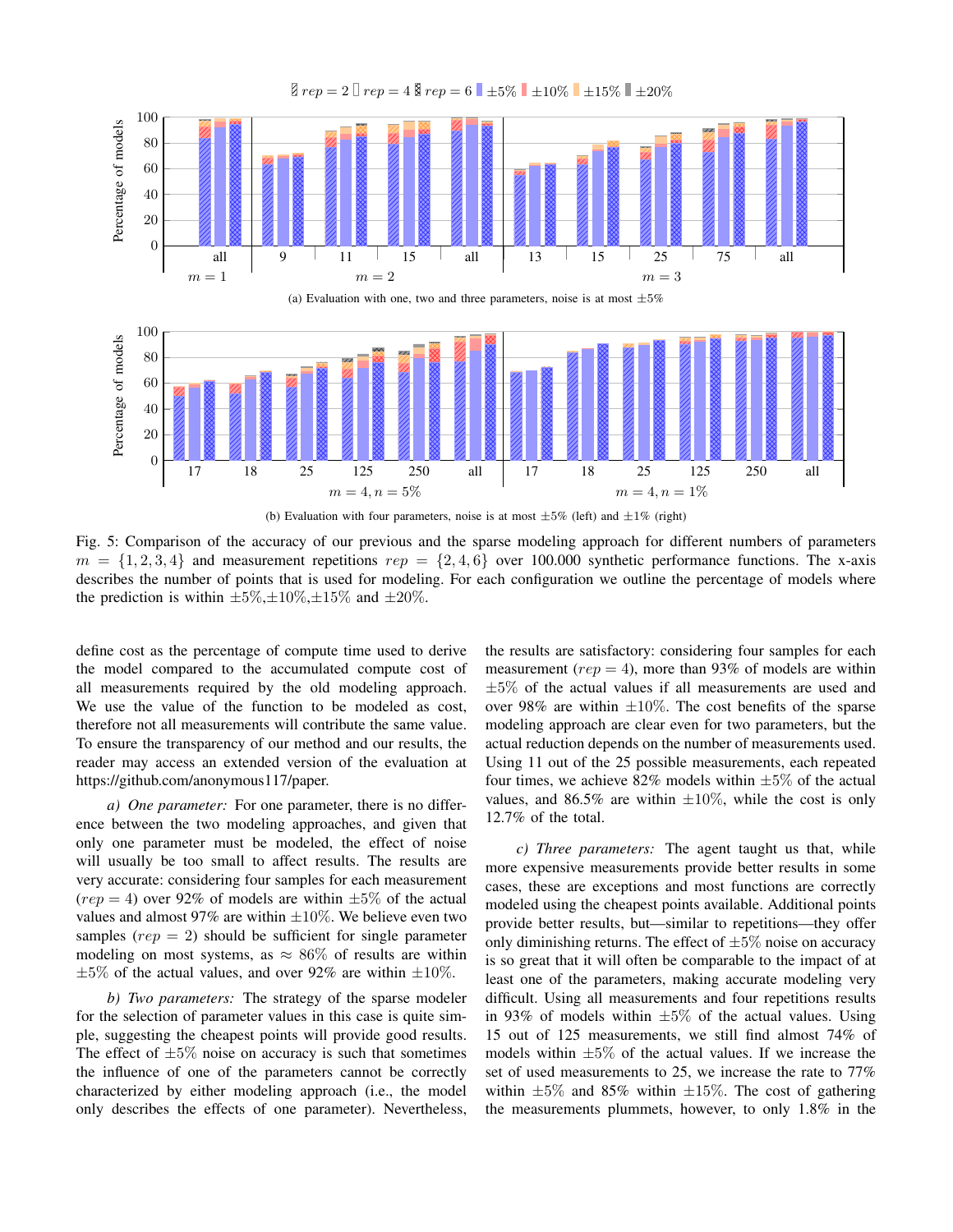(a) Evaluation with one, two and three parameters, noise is at most $\pm 5\%$

(b) Evaluation with four parameters, noise is at most $\pm 5\%$ (left) and $\pm 1\%$ (right)

Fig. 5: Comparison of the accuracy of our previous and the sparse modeling approach for different numbers of parameters $m = \{1, 2, 3, 4\}$ and measurement repetitions $rep = \{2, 4, 6\}$ over 100.000 synthetic performance functions. The x-axis describes the number of points that is used for modeling. For each configuration we outline the percentage of models where the prediction is within $\pm 5\%$, $\pm 10\%$, $\pm 15\%$ and $\pm 20\%$.

define cost as the percentage of compute time used to derive the model compared to the accumulated compute cost of all measurements required by the old modeling approach. We use the value of the function to be modeled as cost, therefore not all measurements will contribute the same value. To ensure the transparency of our method and our results, the reader may access an extended version of the evaluation at https://github.com/anonymous117/paper.

*a) One parameter:* For one parameter, there is no difference between the two modeling approaches, and given that only one parameter must be modeled, the effect of noise will usually be too small to affect results. The results are very accurate: considering four samples for each measurement ($rep = 4$) over 92% of models are within $\pm 5\%$ of the actual values and almost 97% are within $\pm 10\%$. We believe even two samples ($rep = 2$) should be sufficient for single parameter modeling on most systems, as $\approx 86\%$ of results are within $\pm 5\%$ of the actual values, and over 92% are within $\pm 10\%$.

*b) Two parameters:* The strategy of the sparse modeler for the selection of parameter values in this case is quite simple, suggesting the cheapest points will provide good results. The effect of $\pm 5\%$ noise on accuracy is such that sometimes the influence of one of the parameters cannot be correctly characterized by either modeling approach (i.e., the model only describes the effects of one parameter). Nevertheless, the results are satisfactory: considering four samples for each measurement ($rep = 4$), more than 93% of models are within $\pm 5\%$ of the actual values if all measurements are used and over 98% are within $\pm 10\%$. The cost benefits of the sparse modeling approach are clear even for two parameters, but the actual reduction depends on the number of measurements used. Using 11 out of the 25 possible measurements, each repeated four times, we achieve 82% models within $\pm 5\%$ of the actual values, and 86.5% are within $\pm 10\%$, while the cost is only 12.7% of the total.

*c) Three parameters:* The agent taught us that, while more expensive measurements provide better results in some cases, these are exceptions and most functions are correctly modeled using the cheapest points available. Additional points provide better results, but—similar to repetitions—they offer only diminishing returns. The effect of $\pm 5\%$ noise on accuracy is so great that it will often be comparable to the impact of at least one of the parameters, making accurate modeling very difficult. Using all measurements and four repetitions results in 93% of models within $\pm 5\%$ of the actual values. Using 15 out of 125 measurements, we still find almost 74% of models within $\pm 5\%$ of the actual values. If we increase the set of used measurements to 25, we increase the rate to 77% within $\pm 5\%$ and 85% within $\pm 15\%$. The cost of gathering the measurements plummets, however, to only 1.8% in the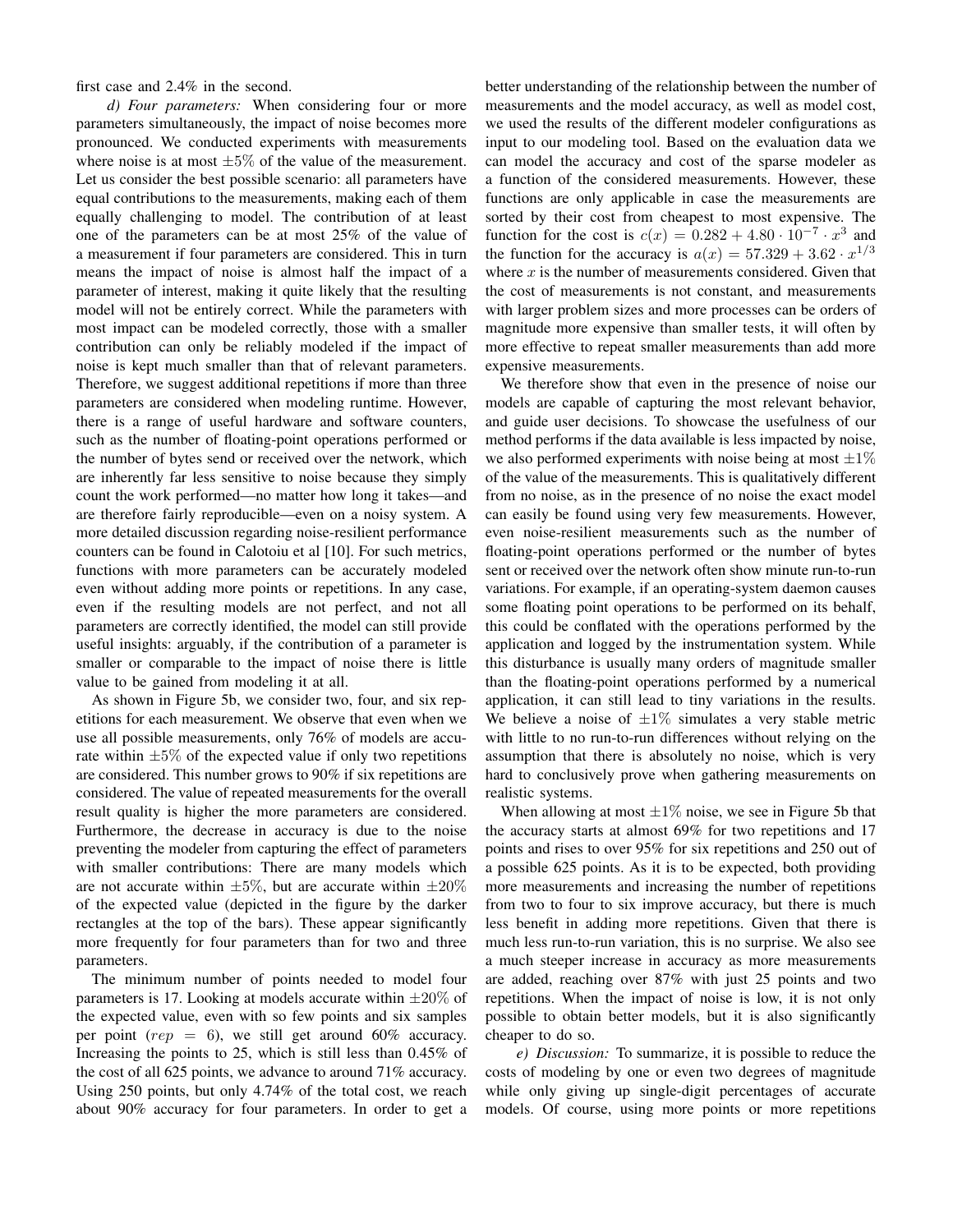first case and 2.4% in the second.

*d) Four parameters:* When considering four or more parameters simultaneously, the impact of noise becomes more pronounced. We conducted experiments with measurements where noise is at most $\pm 5\%$ of the value of the measurement. Let us consider the best possible scenario: all parameters have equal contributions to the measurements, making each of them equally challenging to model. The contribution of at least one of the parameters can be at most 25% of the value of a measurement if four parameters are considered. This in turn means the impact of noise is almost half the impact of a parameter of interest, making it quite likely that the resulting model will not be entirely correct. While the parameters with most impact can be modeled correctly, those with a smaller contribution can only be reliably modeled if the impact of noise is kept much smaller than that of relevant parameters. Therefore, we suggest additional repetitions if more than three parameters are considered when modeling runtime. However, there is a range of useful hardware and software counters, such as the number of floating-point operations performed or the number of bytes send or received over the network, which are inherently far less sensitive to noise because they simply count the work performed—no matter how long it takes—and are therefore fairly reproducible—even on a noisy system. A more detailed discussion regarding noise-resilient performance counters can be found in Calotoiu et al [10]. For such metrics, functions with more parameters can be accurately modeled even without adding more points or repetitions. In any case, even if the resulting models are not perfect, and not all parameters are correctly identified, the model can still provide useful insights: arguably, if the contribution of a parameter is smaller or comparable to the impact of noise there is little value to be gained from modeling it at all.

As shown in Figure 5b, we consider two, four, and six repetitions for each measurement. We observe that even when we use all possible measurements, only 76% of models are accurate within $\pm 5\%$ of the expected value if only two repetitions are considered. This number grows to 90% if six repetitions are considered. The value of repeated measurements for the overall result quality is higher the more parameters are considered. Furthermore, the decrease in accuracy is due to the noise preventing the modeler from capturing the effect of parameters with smaller contributions: There are many models which are not accurate within $\pm 5\%$, but are accurate within $\pm 20\%$ of the expected value (depicted in the figure by the darker rectangles at the top of the bars). These appear significantly more frequently for four parameters than for two and three parameters.

The minimum number of points needed to model four parameters is 17. Looking at models accurate within $\pm 20\%$ of the expected value, even with so few points and six samples per point ($rep = 6$), we still get around 60% accuracy. Increasing the points to 25, which is still less than 0.45% of the cost of all 625 points, we advance to around 71% accuracy. Using 250 points, but only 4.74% of the total cost, we reach about 90% accuracy for four parameters. In order to get a better understanding of the relationship between the number of measurements and the model accuracy, as well as model cost, we used the results of the different modeler configurations as input to our modeling tool. Based on the evaluation data we can model the accuracy and cost of the sparse modeler as a function of the considered measurements. However, these functions are only applicable in case the measurements are sorted by their cost from cheapest to most expensive. The function for the cost is $c(x) = 0.282 + 4.80 \cdot 10^{-7} \cdot x^3$ and the function for the accuracy is $a(x) = 57.329 + 3.62 \cdot x^{1/3}$ where $x$ is the number of measurements considered. Given that the cost of measurements is not constant, and measurements with larger problem sizes and more processes can be orders of magnitude more expensive than smaller tests, it will often by more effective to repeat smaller measurements than add more expensive measurements.

We therefore show that even in the presence of noise our models are capable of capturing the most relevant behavior, and guide user decisions. To showcase the usefulness of our method performs if the data available is less impacted by noise, we also performed experiments with noise being at most $\pm 1\%$ of the value of the measurements. This is qualitatively different from no noise, as in the presence of no noise the exact model can easily be found using very few measurements. However, even noise-resilient measurements such as the number of floating-point operations performed or the number of bytes sent or received over the network often show minute run-to-run variations. For example, if an operating-system daemon causes some floating point operations to be performed on its behalf, this could be conflated with the operations performed by the application and logged by the instrumentation system. While this disturbance is usually many orders of magnitude smaller than the floating-point operations performed by a numerical application, it can still lead to tiny variations in the results. We believe a noise of $\pm 1\%$ simulates a very stable metric with little to no run-to-run differences without relying on the assumption that there is absolutely no noise, which is very hard to conclusively prove when gathering measurements on realistic systems.

When allowing at most $\pm 1\%$ noise, we see in Figure 5b that the accuracy starts at almost 69% for two repetitions and 17 points and rises to over 95% for six repetitions and 250 out of a possible 625 points. As it is to be expected, both providing more measurements and increasing the number of repetitions from two to four to six improve accuracy, but there is much less benefit in adding more repetitions. Given that there is much less run-to-run variation, this is no surprise. We also see a much steeper increase in accuracy as more measurements are added, reaching over 87% with just 25 points and two repetitions. When the impact of noise is low, it is not only possible to obtain better models, but it is also significantly cheaper to do so.

*e) Discussion:* To summarize, it is possible to reduce the costs of modeling by one or even two degrees of magnitude while only giving up single-digit percentages of accurate models. Of course, using more points or more repetitions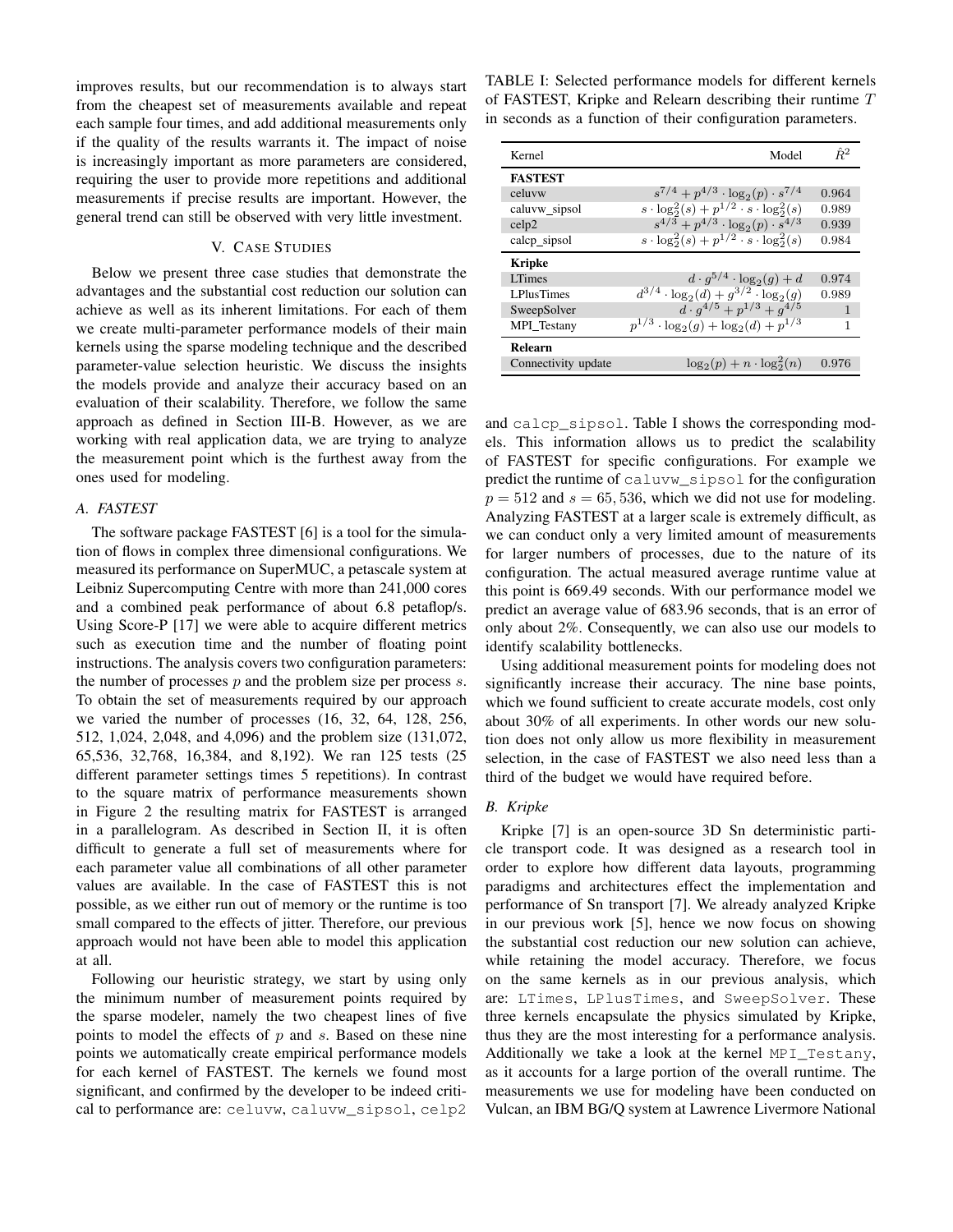improves results, but our recommendation is to always start from the cheapest set of measurements available and repeat each sample four times, and add additional measurements only if the quality of the results warrants it. The impact of noise is increasingly important as more parameters are considered, requiring the user to provide more repetitions and additional measurements if precise results are important. However, the general trend can still be observed with very little investment.

## V. Case Studies

Below we present three case studies that demonstrate the advantages and the substantial cost reduction our solution can achieve as well as its inherent limitations. For each of them we create multi-parameter performance models of their main kernels using the sparse modeling technique and the described parameter-value selection heuristic. We discuss the insights the models provide and analyze their accuracy based on an evaluation of their scalability. Therefore, we follow the same approach as defined in Section III-B. However, as we are working with real application data, we are trying to analyze the measurement point which is the furthest away from the ones used for modeling.

### A. FASTEST

The software package FASTEST [6] is a tool for the simulation of flows in complex three dimensional configurations. We measured its performance on SuperMUC, a petascale system at Leibniz Supercomputing Centre with more than 241,000 cores and a combined peak performance of about 6.8 petaflop/s. Using Score-P [17] we were able to acquire different metrics such as execution time and the number of floating point instructions. The analysis covers two configuration parameters: the number of processes $p$ and the problem size per process $s$. To obtain the set of measurements required by our approach we varied the number of processes (16, 32, 64, 128, 256, 512, 1,024, 2,048, and 4,096) and the problem size (131,072, 65,536, 32,768, 16,384, and 8,192). We ran 125 tests (25 different parameter settings times 5 repetitions). In contrast to the square matrix of performance measurements shown in Figure 2 the resulting matrix for FASTEST is arranged in a parallelogram. As described in Section II, it is often difficult to generate a full set of measurements where for each parameter value all combinations of all other parameter values are available. In the case of FASTEST this is not possible, as we either run out of memory or the runtime is too small compared to the effects of jitter. Therefore, our previous approach would not have been able to model this application at all.

Following our heuristic strategy, we start by using only the minimum number of measurement points required by the sparse modeler, namely the two cheapest lines of five points to model the effects of $p$ and $s$. Based on these nine points we automatically create empirical performance models for each kernel of FASTEST. The kernels we found most significant, and confirmed by the developer to be indeed critical to performance are: `celuvw`, `caluvw_sipsol`, `celp2` and `calcp_sipsol`. Table I shows the corresponding models. This information allows us to predict the scalability of FASTEST for specific configurations. For example we predict the runtime of `caluvw_sipsol` for the configuration $p = 512$ and $s = 65,536$, which we did not use for modeling. Analyzing FASTEST at a larger scale is extremely difficult, as we can conduct only a very limited amount of measurements for larger numbers of processes, due to the nature of its configuration. The actual measured average runtime value at this point is 669.49 seconds. With our performance model we predict an average value of 683.96 seconds, that is an error of only about 2%. Consequently, we can also use our models to identify scalability bottlenecks.

TABLE I: Selected performance models for different kernels of FASTEST, Kripke and Relearn describing their runtime $T$ in seconds as a function of their configuration parameters.

| Kernel | Model | $\hat{R}^2$ |
|---|---:|---:|
| **FASTEST** | | |
| celuvw | $s^{7/4} + p^{4/3} \cdot \log_2(p) \cdot s^{7/4}$ | 0.964 |
| caluvw_sipsol | $s \cdot \log_2^2(s) + p^{1/2} \cdot s \cdot \log_2^2(s)$ | 0.989 |
| celp2 | $s^{4/3} + p^{4/3} \cdot \log_2(p) \cdot s^{4/3}$ | 0.939 |
| calcp_sipsol | $s \cdot \log_2^2(s) + p^{1/2} \cdot s \cdot \log_2^2(s)$ | 0.984 |
| **Kripke** | | |
| LTimes | $d \cdot g^{5/4} \cdot \log_2(g) + d$ | 0.974 |
| LPlusTimes | $d^{3/4} \cdot \log_2(d) + g^{3/2} \cdot \log_2(g)$ | 0.989 |
| SweepSolver | $d \cdot g^{4/5} + p^{1/3} + g^{4/5}$ | 1 |
| MPI_Testany | $p^{1/3} \cdot \log_2(g) + \log_2(d) + p^{1/3}$ | 1 |
| **Relearn** | | |
| Connectivity update | $\log_2(p) + n \cdot \log_2^2(n)$ | 0.976 |

Using additional measurement points for modeling does not significantly increase their accuracy. The nine base points, which we found sufficient to create accurate models, cost only about 30% of all experiments. In other words our new solution does not only allow us more flexibility in measurement selection, in the case of FASTEST we also need less than a third of the budget we would have required before.

### B. Kripke

Kripke [7] is an open-source 3D Sn deterministic particle transport code. It was designed as a research tool in order to explore how different data layouts, programming paradigms and architectures effect the implementation and performance of Sn transport [7]. We already analyzed Kripke in our previous work [5], hence we now focus on showing the substantial cost reduction our new solution can achieve, while retaining the model accuracy. Therefore, we focus on the same kernels as in our previous analysis, which are: `LTimes`, `LPlusTimes`, and `SweepSolver`. These three kernels encapsulate the physics simulated by Kripke, thus they are the most interesting for a performance analysis. Additionally we take a look at the kernel `MPI_Testany`, as it accounts for a large portion of the overall runtime. The measurements we use for modeling have been conducted on Vulcan, an IBM BG/Q system at Lawrence Livermore National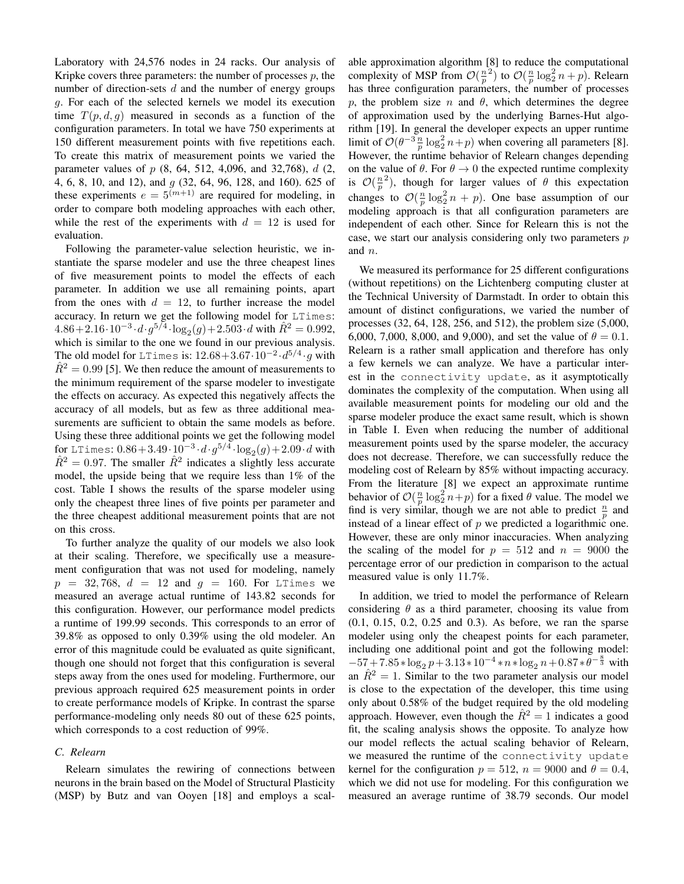Laboratory with 24,576 nodes in 24 racks. Our analysis of Kripke covers three parameters: the number of processes $p$, the number of direction-sets $d$ and the number of energy groups $g$. For each of the selected kernels we model its execution time $T(p, d, g)$ measured in seconds as a function of the configuration parameters. In total we have 750 experiments at 150 different measurement points with five repetitions each. To create this matrix of measurement points we varied the parameter values of $p$ (8, 64, 512, 4,096, and 32,768), $d$ (2, 4, 6, 8, 10, and 12), and $g$ (32, 64, 96, 128, and 160). 625 of these experiments $e = 5^{(m+1)}$ are required for modeling, in order to compare both modeling approaches with each other, while the rest of the experiments with $d = 12$ is used for evaluation.

Following the parameter-value selection heuristic, we instantiate the sparse modeler and use the three cheapest lines of five measurement points to model the effects of each parameter. In addition we use all remaining points, apart from the ones with $d = 12$, to further increase the model accuracy. In return we get the following model for `LTimes`: $4.86 + 2.16 \cdot 10^{-3} \cdot d \cdot g^{5/4} \cdot \log_2(g) + 2.503 \cdot d$ with $\hat{R}^2 = 0.992$, which is similar to the one we found in our previous analysis. The old model for `LTimes` is: $12.68 + 3.67 \cdot 10^{-2} \cdot d^{5/4} \cdot g$ with $\hat{R}^2 = 0.99$ [5]. We then reduce the amount of measurements to the minimum requirement of the sparse modeler to investigate the effects on accuracy. As expected this negatively affects the accuracy of all models, but as few as three additional measurements are sufficient to obtain the same models as before. Using these three additional points we get the following model for `LTimes`: $0.86 + 3.49 \cdot 10^{-3} \cdot d \cdot g^{5/4} \cdot \log_2(g) + 2.09 \cdot d$ with $\hat{R}^2 = 0.97$. The smaller $\hat{R}^2$ indicates a slightly less accurate model, the upside being that we require less than 1% of the cost. Table I shows the results of the sparse modeler using only the cheapest three lines of five points per parameter and the three cheapest additional measurement points that are not on this cross.

To further analyze the quality of our models we also look at their scaling. Therefore, we specifically use a measurement configuration that was not used for modeling, namely $p = 32,768$, $d = 12$ and $g = 160$. For `LTimes` we measured an average actual runtime of 143.82 seconds for this configuration. However, our performance model predicts a runtime of 199.99 seconds. This corresponds to an error of 39.8% as opposed to only 0.39% using the old modeler. An error of this magnitude could be evaluated as quite significant, though one should not forget that this configuration is several steps away from the ones used for modeling. Furthermore, our previous approach required 625 measurement points in order to create performance models of Kripke. In contrast the sparse performance-modeling only needs 80 out of these 625 points, which corresponds to a cost reduction of 99%.

### C. Relearn

Relearn simulates the rewiring of connections between neurons in the brain based on the Model of Structural Plasticity (MSP) by Butz and van Ooyen [18] and employs a scalable approximation algorithm [8] to reduce the computational complexity of MSP from $\mathcal{O}(\frac{n}{p}^2)$ to $\mathcal{O}(\frac{n}{p}\log_2^2 n + p)$. Relearn has three configuration parameters, the number of processes $p$, the problem size $n$ and $\theta$, which determines the degree of approximation used by the underlying Barnes-Hut algorithm [19]. In general the developer expects an upper runtime limit of $\mathcal{O}(\theta^{-3}\frac{n}{p}\log_2^2 n + p)$ when covering all parameters [8]. However, the runtime behavior of Relearn changes depending on the value of $\theta$. For $\theta \to 0$ the expected runtime complexity is $\mathcal{O}(\frac{n}{p}^2)$, though for larger values of $\theta$ this expectation changes to $\mathcal{O}(\frac{n}{p}\log_2^2 n + p)$. One base assumption of our modeling approach is that all configuration parameters are independent of each other. Since for Relearn this is not the case, we start our analysis considering only two parameters $p$ and $n$.

We measured its performance for 25 different configurations (without repetitions) on the Lichtenberg computing cluster at the Technical University of Darmstadt. In order to obtain this amount of distinct configurations, we varied the number of processes (32, 64, 128, 256, and 512), the problem size (5,000, 6,000, 7,000, 8,000, and 9,000), and set the value of $\theta = 0.1$. Relearn is a rather small application and therefore has only a few kernels we can analyze. We have a particular interest in the `connectivity update`, as it asymptotically dominates the complexity of the computation. When using all available measurement points for modeling our old and the sparse modeler produce the exact same result, which is shown in Table I. Even when reducing the number of additional measurement points used by the sparse modeler, the accuracy does not decrease. Therefore, we can successfully reduce the modeling cost of Relearn by 85% without impacting accuracy. From the literature [8] we expect an approximate runtime behavior of $\mathcal{O}(\frac{n}{p}\log_2^2 n + p)$ for a fixed $\theta$ value. The model we find is very similar, though we are not able to predict $\frac{n}{p}$ and instead of a linear effect of $p$ we predicted a logarithmic one. However, these are only minor inaccuracies. When analyzing the scaling of the model for $p = 512$ and $n = 9000$ the percentage error of our prediction in comparison to the actual measured value is only 11.7%.

In addition, we tried to model the performance of Relearn considering $\theta$ as a third parameter, choosing its value from (0.1, 0.15, 0.2, 0.25 and 0.3). As before, we ran the sparse modeler using only the cheapest points for each parameter, including one additional point and got the following model: $-57 + 7.85 * \log_2 p + 3.13 * 10^{-4} * n * \log_2 n + 0.87 * \theta^{-\frac{8}{3}}$ with an $\hat{R}^2 = 1$. Similar to the two parameter analysis our model is close to the expectation of the developer, this time using only about 0.58% of the budget required by the old modeling approach. However, even though the $\hat{R}^2 = 1$ indicates a good fit, the scaling analysis shows the opposite. To analyze how our model reflects the actual scaling behavior of Relearn, we measured the runtime of the `connectivity update` kernel for the configuration $p = 512$, $n = 9000$ and $\theta = 0.4$, which we did not use for modeling. For this configuration we measured an average runtime of 38.79 seconds. Our model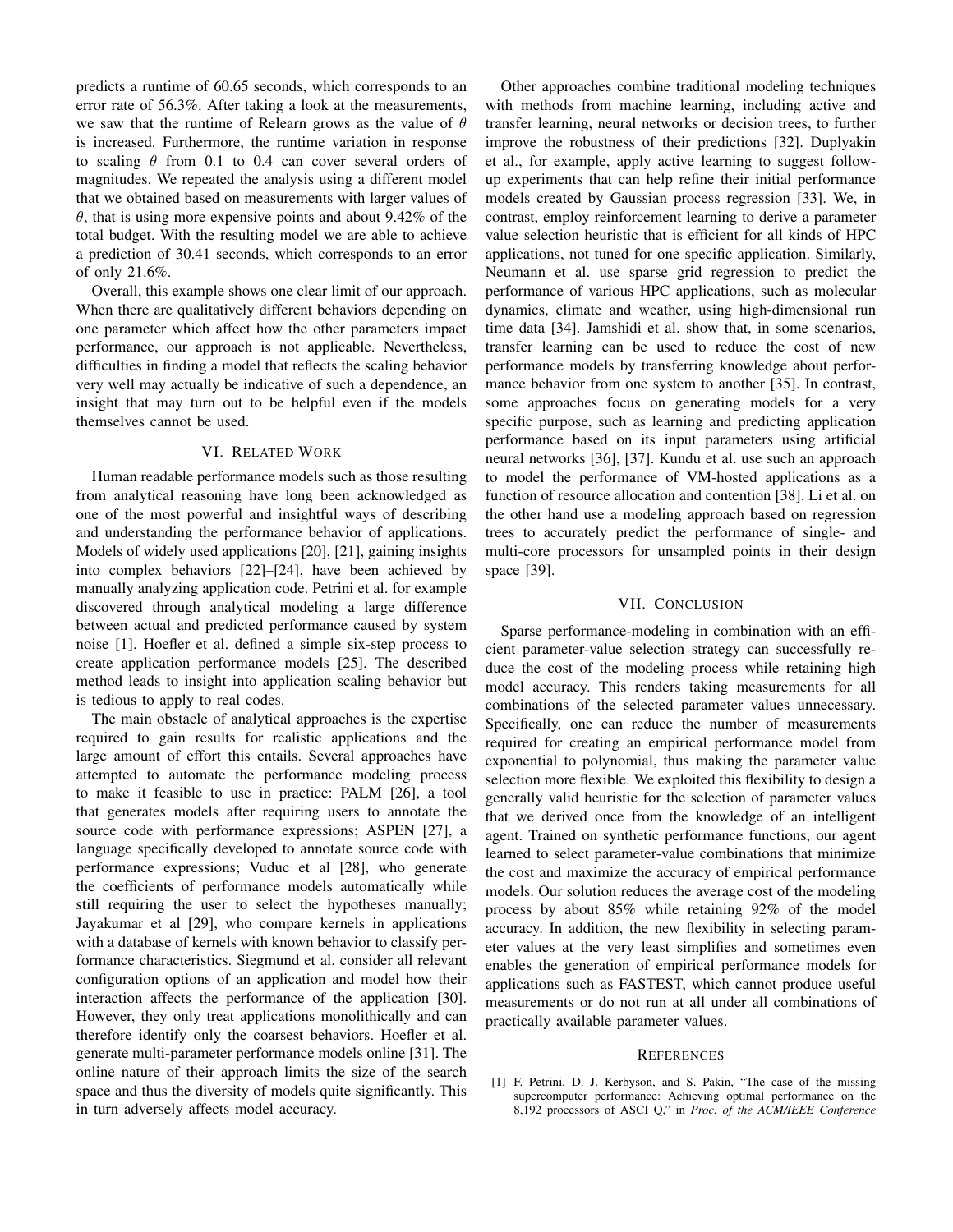predicts a runtime of 60.65 seconds, which corresponds to an error rate of 56.3%. After taking a look at the measurements, we saw that the runtime of Relearn grows as the value of $\theta$ is increased. Furthermore, the runtime variation in response to scaling $\theta$ from 0.1 to 0.4 can cover several orders of magnitudes. We repeated the analysis using a different model that we obtained based on measurements with larger values of $\theta$, that is using more expensive points and about 9.42% of the total budget. With the resulting model we are able to achieve a prediction of 30.41 seconds, which corresponds to an error of only 21.6%.

Overall, this example shows one clear limit of our approach. When there are qualitatively different behaviors depending on one parameter which affect how the other parameters impact performance, our approach is not applicable. Nevertheless, difficulties in finding a model that reflects the scaling behavior very well may actually be indicative of such a dependence, an insight that may turn out to be helpful even if the models themselves cannot be used.

## VI. Related Work

Human readable performance models such as those resulting from analytical reasoning have long been acknowledged as one of the most powerful and insightful ways of describing and understanding the performance behavior of applications. Models of widely used applications [20], [21], gaining insights into complex behaviors [22]–[24], have been achieved by manually analyzing application code. Petrini et al. for example discovered through analytical modeling a large difference between actual and predicted performance caused by system noise [1]. Hoefler et al. defined a simple six-step process to create application performance models [25]. The described method leads to insight into application scaling behavior but is tedious to apply to real codes.

The main obstacle of analytical approaches is the expertise required to gain results for realistic applications and the large amount of effort this entails. Several approaches have attempted to automate the performance modeling process to make it feasible to use in practice: PALM [26], a tool that generates models after requiring users to annotate the source code with performance expressions; ASPEN [27], a language specifically developed to annotate source code with performance expressions; Vuduc et al [28], who generate the coefficients of performance models automatically while still requiring the user to select the hypotheses manually; Jayakumar et al [29], who compare kernels in applications with a database of kernels with known behavior to classify performance characteristics. Siegmund et al. consider all relevant configuration options of an application and model how their interaction affects the performance of the application [30]. However, they only treat applications monolithically and can therefore identify only the coarsest behaviors. Hoefler et al. generate multi-parameter performance models online [31]. The online nature of their approach limits the size of the search space and thus the diversity of models quite significantly. This in turn adversely affects model accuracy.

Other approaches combine traditional modeling techniques with methods from machine learning, including active and transfer learning, neural networks or decision trees, to further improve the robustness of their predictions [32]. Duplyakin et al., for example, apply active learning to suggest follow-up experiments that can help refine their initial performance models created by Gaussian process regression [33]. We, in contrast, employ reinforcement learning to derive a parameter value selection heuristic that is efficient for all kinds of HPC applications, not tuned for one specific application. Similarly, Neumann et al. use sparse grid regression to predict the performance of various HPC applications, such as molecular dynamics, climate and weather, using high-dimensional run time data [34]. Jamshidi et al. show that, in some scenarios, transfer learning can be used to reduce the cost of new performance models by transferring knowledge about performance behavior from one system to another [35]. In contrast, some approaches focus on generating models for a very specific purpose, such as learning and predicting application performance based on its input parameters using artificial neural networks [36], [37]. Kundu et al. use such an approach to model the performance of VM-hosted applications as a function of resource allocation and contention [38]. Li et al. on the other hand use a modeling approach based on regression trees to accurately predict the performance of single- and multi-core processors for unsampled points in their design space [39].

## VII. Conclusion

Sparse performance-modeling in combination with an efficient parameter-value selection strategy can successfully reduce the cost of the modeling process while retaining high model accuracy. This renders taking measurements for all combinations of the selected parameter values unnecessary. Specifically, one can reduce the number of measurements required for creating an empirical performance model from exponential to polynomial, thus making the parameter value selection more flexible. We exploited this flexibility to design a generally valid heuristic for the selection of parameter values that we derived once from the knowledge of an intelligent agent. Trained on synthetic performance functions, our agent learned to select parameter-value combinations that minimize the cost and maximize the accuracy of empirical performance models. Our solution reduces the average cost of the modeling process by about 85% while retaining 92% of the model accuracy. In addition, the new flexibility in selecting parameter values at the very least simplifies and sometimes even enables the generation of empirical performance models for applications such as FASTEST, which cannot produce useful measurements or do not run at all under all combinations of practically available parameter values.

## References

[1] F. Petrini, D. J. Kerbyson, and S. Pakin, "The case of the missing supercomputer performance: Achieving optimal performance on the 8,192 processors of ASCI Q," in *Proc. of the ACM/IEEE Conference*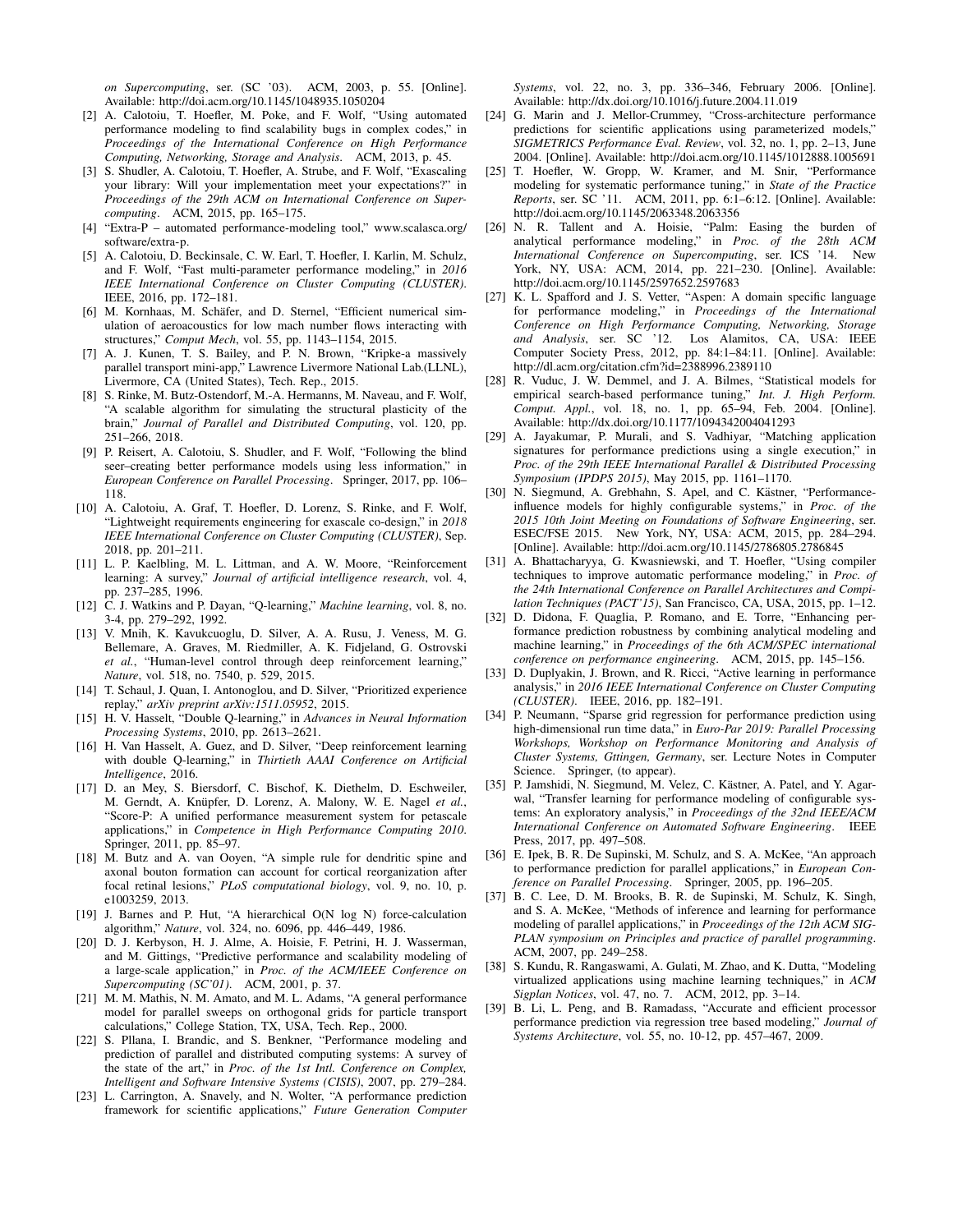*on Supercomputing*, ser. (SC '03). ACM, 2003, p. 55. [Online]. Available: http://doi.acm.org/10.1145/1048935.1050204

[2] A. Calotoiu, T. Hoefler, M. Poke, and F. Wolf, "Using automated performance modeling to find scalability bugs in complex codes," in *Proceedings of the International Conference on High Performance Computing, Networking, Storage and Analysis*. ACM, 2013, p. 45.

[3] S. Shudler, A. Calotoiu, T. Hoefler, A. Strube, and F. Wolf, "Exascaling your library: Will your implementation meet your expectations?" in *Proceedings of the 29th ACM on International Conference on Supercomputing*. ACM, 2015, pp. 165–175.

[4] "Extra-P – automated performance-modeling tool," www.scalasca.org/software/extra-p.

[5] A. Calotoiu, D. Beckinsale, C. W. Earl, T. Hoefler, I. Karlin, M. Schulz, and F. Wolf, "Fast multi-parameter performance modeling," in *2016 IEEE International Conference on Cluster Computing (CLUSTER)*. IEEE, 2016, pp. 172–181.

[6] M. Kornhaas, M. Schäfer, and D. Sternel, "Efficient numerical simulation of aeroacoustics for low mach number flows interacting with structures," *Comput Mech*, vol. 55, pp. 1143–1154, 2015.

[7] A. J. Kunen, T. S. Bailey, and P. N. Brown, "Kripke-a massively parallel transport mini-app," Lawrence Livermore National Lab.(LLNL), Livermore, CA (United States), Tech. Rep., 2015.

[8] S. Rinke, M. Butz-Ostendorf, M.-A. Hermanns, M. Naveau, and F. Wolf, "A scalable algorithm for simulating the structural plasticity of the brain," *Journal of Parallel and Distributed Computing*, vol. 120, pp. 251–266, 2018.

[9] P. Reisert, A. Calotoiu, S. Shudler, and F. Wolf, "Following the blind seer–creating better performance models using less information," in *European Conference on Parallel Processing*. Springer, 2017, pp. 106–118.

[10] A. Calotoiu, A. Graf, T. Hoefler, D. Lorenz, S. Rinke, and F. Wolf, "Lightweight requirements engineering for exascale co-design," in *2018 IEEE International Conference on Cluster Computing (CLUSTER)*, Sep. 2018, pp. 201–211.

[11] L. P. Kaelbling, M. L. Littman, and A. W. Moore, "Reinforcement learning: A survey," *Journal of artificial intelligence research*, vol. 4, pp. 237–285, 1996.

[12] C. J. Watkins and P. Dayan, "Q-learning," *Machine learning*, vol. 8, no. 3-4, pp. 279–292, 1992.

[13] V. Mnih, K. Kavukcuoglu, D. Silver, A. A. Rusu, J. Veness, M. G. Bellemare, A. Graves, M. Riedmiller, A. K. Fidjeland, G. Ostrovski *et al.*, "Human-level control through deep reinforcement learning," *Nature*, vol. 518, no. 7540, p. 529, 2015.

[14] T. Schaul, J. Quan, I. Antonoglou, and D. Silver, "Prioritized experience replay," *arXiv preprint arXiv:1511.05952*, 2015.

[15] H. V. Hasselt, "Double Q-learning," in *Advances in Neural Information Processing Systems*, 2010, pp. 2613–2621.

[16] H. Van Hasselt, A. Guez, and D. Silver, "Deep reinforcement learning with double Q-learning," in *Thirtieth AAAI Conference on Artificial Intelligence*, 2016.

[17] D. an Mey, S. Biersdorf, C. Bischof, K. Diethelm, D. Eschweiler, M. Gerndt, A. Knüpfer, D. Lorenz, A. Malony, W. E. Nagel *et al.*, "Score-P: A unified performance measurement system for petascale applications," in *Competence in High Performance Computing 2010*. Springer, 2011, pp. 85–97.

[18] M. Butz and A. van Ooyen, "A simple rule for dendritic spine and axonal bouton formation can account for cortical reorganization after focal retinal lesions," *PLoS computational biology*, vol. 9, no. 10, p. e1003259, 2013.

[19] J. Barnes and P. Hut, "A hierarchical O(N log N) force-calculation algorithm," *Nature*, vol. 324, no. 6096, pp. 446–449, 1986.

[20] D. J. Kerbyson, H. J. Alme, A. Hoisie, F. Petrini, H. J. Wasserman, and M. Gittings, "Predictive performance and scalability modeling of a large-scale application," in *Proc. of the ACM/IEEE Conference on Supercomputing (SC'01)*. ACM, 2001, p. 37.

[21] M. M. Mathis, N. M. Amato, and M. L. Adams, "A general performance model for parallel sweeps on orthogonal grids for particle transport calculations," College Station, TX, USA, Tech. Rep., 2000.

[22] S. Pllana, I. Brandic, and S. Benkner, "Performance modeling and prediction of parallel and distributed computing systems: A survey of the state of the art," in *Proc. of the 1st Intl. Conference on Complex, Intelligent and Software Intensive Systems (CISIS)*, 2007, pp. 279–284.

[23] L. Carrington, A. Snavely, and N. Wolter, "A performance prediction framework for scientific applications," *Future Generation Computer Systems*, vol. 22, no. 3, pp. 336–346, February 2006. [Online]. Available: http://dx.doi.org/10.1016/j.future.2004.11.019

[24] G. Marin and J. Mellor-Crummey, "Cross-architecture performance predictions for scientific applications using parameterized models," *SIGMETRICS Performance Eval. Review*, vol. 32, no. 1, pp. 2–13, June 2004. [Online]. Available: http://doi.acm.org/10.1145/1012888.1005691

[25] T. Hoefler, W. Gropp, W. Kramer, and M. Snir, "Performance modeling for systematic performance tuning," in *State of the Practice Reports*, ser. SC '11. ACM, 2011, pp. 6:1–6:12. [Online]. Available: http://doi.acm.org/10.1145/2063348.2063356

[26] N. R. Tallent and A. Hoisie, "Palm: Easing the burden of analytical performance modeling," in *Proc. of the 28th ACM International Conference on Supercomputing*, ser. ICS '14. New York, NY, USA: ACM, 2014, pp. 221–230. [Online]. Available: http://doi.acm.org/10.1145/2597652.2597683

[27] K. L. Spafford and J. S. Vetter, "Aspen: A domain specific language for performance modeling," in *Proceedings of the International Conference on High Performance Computing, Networking, Storage and Analysis*, ser. SC '12. Los Alamitos, CA, USA: IEEE Computer Society Press, 2012, pp. 84:1–84:11. [Online]. Available: http://dl.acm.org/citation.cfm?id=2388996.2389110

[28] R. Vuduc, J. W. Demmel, and J. A. Bilmes, "Statistical models for empirical search-based performance tuning," *Int. J. High Perform. Comput. Appl.*, vol. 18, no. 1, pp. 65–94, Feb. 2004. [Online]. Available: http://dx.doi.org/10.1177/1094342004041293

[29] A. Jayakumar, P. Murali, and S. Vadhiyar, "Matching application signatures for performance predictions using a single execution," in *Proc. of the 29th IEEE International Parallel & Distributed Processing Symposium (IPDPS 2015)*, May 2015, pp. 1161–1170.

[30] N. Siegmund, A. Grebhahn, S. Apel, and C. Kästner, "Performance-influence models for highly configurable systems," in *Proc. of the 2015 10th Joint Meeting on Foundations of Software Engineering*, ser. ESEC/FSE 2015. New York, NY, USA: ACM, 2015, pp. 284–294. [Online]. Available: http://doi.acm.org/10.1145/2786805.2786845

[31] A. Bhattacharyya, G. Kwasniewski, and T. Hoefler, "Using compiler techniques to improve automatic performance modeling," in *Proc. of the 24th International Conference on Parallel Architectures and Compilation Techniques (PACT'15)*, San Francisco, CA, USA, 2015, pp. 1–12.

[32] D. Didona, F. Quaglia, P. Romano, and E. Torre, "Enhancing performance prediction robustness by combining analytical modeling and machine learning," in *Proceedings of the 6th ACM/SPEC international conference on performance engineering*. ACM, 2015, pp. 145–156.

[33] D. Duplyakin, J. Brown, and R. Ricci, "Active learning in performance analysis," in *2016 IEEE International Conference on Cluster Computing (CLUSTER)*. IEEE, 2016, pp. 182–191.

[34] P. Neumann, "Sparse grid regression for performance prediction using high-dimensional run time data," in *Euro-Par 2019: Parallel Processing Workshops, Workshop on Performance Monitoring and Analysis of Cluster Systems, Gttingen, Germany*, ser. Lecture Notes in Computer Science. Springer, (to appear).

[35] P. Jamshidi, N. Siegmund, M. Velez, C. Kästner, A. Patel, and Y. Agarwal, "Transfer learning for performance modeling of configurable systems: An exploratory analysis," in *Proceedings of the 32nd IEEE/ACM International Conference on Automated Software Engineering*. IEEE Press, 2017, pp. 497–508.

[36] E. Ipek, B. R. De Supinski, M. Schulz, and S. A. McKee, "An approach to performance prediction for parallel applications," in *European Conference on Parallel Processing*. Springer, 2005, pp. 196–205.

[37] B. C. Lee, D. M. Brooks, B. R. de Supinski, M. Schulz, K. Singh, and S. A. McKee, "Methods of inference and learning for performance modeling of parallel applications," in *Proceedings of the 12th ACM SIGPLAN symposium on Principles and practice of parallel programming*. ACM, 2007, pp. 249–258.

[38] S. Kundu, R. Rangaswami, A. Gulati, M. Zhao, and K. Dutta, "Modeling virtualized applications using machine learning techniques," in *ACM Sigplan Notices*, vol. 47, no. 7. ACM, 2012, pp. 3–14.

[39] B. Li, L. Peng, and B. Ramadass, "Accurate and efficient processor performance prediction via regression tree based modeling," *Journal of Systems Architecture*, vol. 55, no. 10-12, pp. 457–467, 2009.